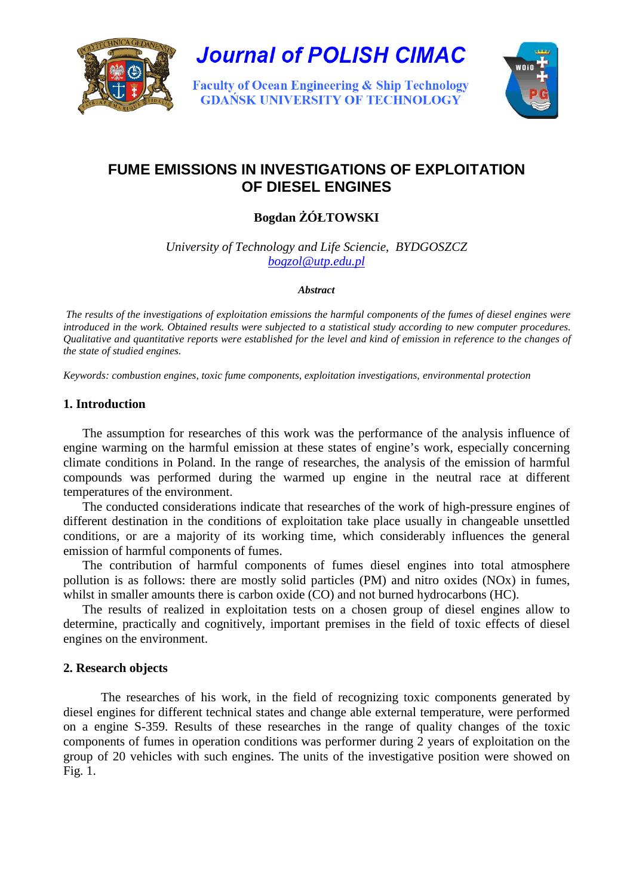# FUME EMISSIONS IN INVESTIGATIONS OF EXPLOITATION OF DIESEL ENGINES

**Bogdan ŻÓŁTOWSKI**

*University of Technology and Life Sciencie, BYDGOSZCZ*
*bogzol@utp.edu.pl*

***Abstract***

*The results of the investigations of exploitation emissions the harmful components of the fumes of diesel engines were introduced in the work. Obtained results were subjected to a statistical study according to new computer procedures. Qualitative and quantitative reports were established for the level and kind of emission in reference to the changes of the state of studied engines.*

*Keywords: combustion engines, toxic fume components, exploitation investigations, environmental protection*

## 1. Introduction

The assumption for researches of this work was the performance of the analysis influence of engine warming on the harmful emission at these states of engine's work, especially concerning climate conditions in Poland. In the range of researches, the analysis of the emission of harmful compounds was performed during the warmed up engine in the neutral race at different temperatures of the environment.

The conducted considerations indicate that researches of the work of high-pressure engines of different destination in the conditions of exploitation take place usually in changeable unsettled conditions, or are a majority of its working time, which considerably influences the general emission of harmful components of fumes.

The contribution of harmful components of fumes diesel engines into total atmosphere pollution is as follows: there are mostly solid particles (PM) and nitro oxides (NOx) in fumes, whilst in smaller amounts there is carbon oxide (CO) and not burned hydrocarbons (HC).

The results of realized in exploitation tests on a chosen group of diesel engines allow to determine, practically and cognitively, important premises in the field of toxic effects of diesel engines on the environment.

## 2. Research objects

The researches of his work, in the field of recognizing toxic components generated by diesel engines for different technical states and change able external temperature, were performed on a engine S-359. Results of these researches in the range of quality changes of the toxic components of fumes in operation conditions was performer during 2 years of exploitation on the group of 20 vehicles with such engines. The units of the investigative position were showed on Fig. 1.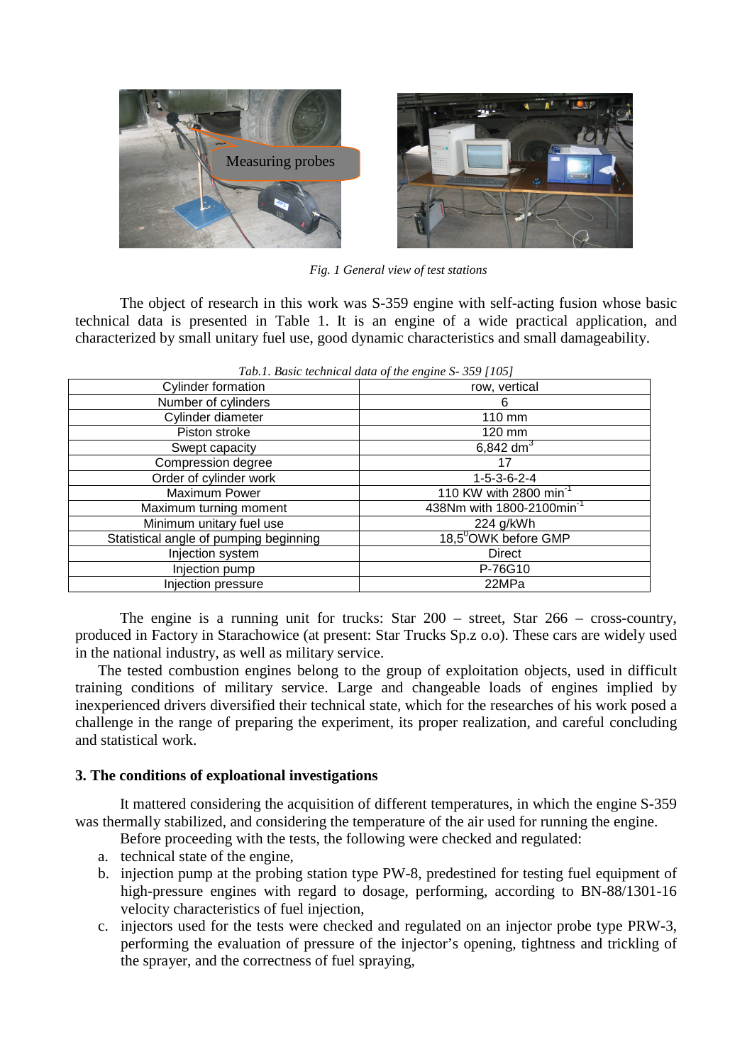*Fig. 1 General view of test stations*

The object of research in this work was S-359 engine with self-acting fusion whose basic technical data is presented in Table 1. It is an engine of a wide practical application, and characterized by small unitary fuel use, good dynamic characteristics and small damageability.

*Tab.1. Basic technical data of the engine S- 359 [105]*

| | |
|---|---|
| Cylinder formation | row, vertical |
| Number of cylinders | 6 |
| Cylinder diameter | 110 mm |
| Piston stroke | 120 mm |
| Swept capacity | 6,842 $dm^3$ |
| Compression degree | 17 |
| Order of cylinder work | 1-5-3-6-2-4 |
| Maximum Power | 110 KW with 2800 $min^{-1}$ |
| Maximum turning moment | 438Nm with 1800-2100$min^{-1}$ |
| Minimum unitary fuel use | 224 g/kWh |
| Statistical angle of pumping beginning | 18,5$^0$OWK before GMP |
| Injection system | Direct |
| Injection pump | P-76G10 |
| Injection pressure | 22MPa |

The engine is a running unit for trucks: Star 200 – street, Star 266 – cross-country, produced in Factory in Starachowice (at present: Star Trucks Sp.z o.o). These cars are widely used in the national industry, as well as military service.

The tested combustion engines belong to the group of exploitation objects, used in difficult training conditions of military service. Large and changeable loads of engines implied by inexperienced drivers diversified their technical state, which for the researches of his work posed a challenge in the range of preparing the experiment, its proper realization, and careful concluding and statistical work.

## 3. The conditions of exploational investigations

It mattered considering the acquisition of different temperatures, in which the engine S-359 was thermally stabilized, and considering the temperature of the air used for running the engine.

Before proceeding with the tests, the following were checked and regulated:

a. technical state of the engine,
b. injection pump at the probing station type PW-8, predestined for testing fuel equipment of high-pressure engines with regard to dosage, performing, according to BN-88/1301-16 velocity characteristics of fuel injection,
c. injectors used for the tests were checked and regulated on an injector probe type PRW-3, performing the evaluation of pressure of the injector's opening, tightness and trickling of the sprayer, and the correctness of fuel spraying,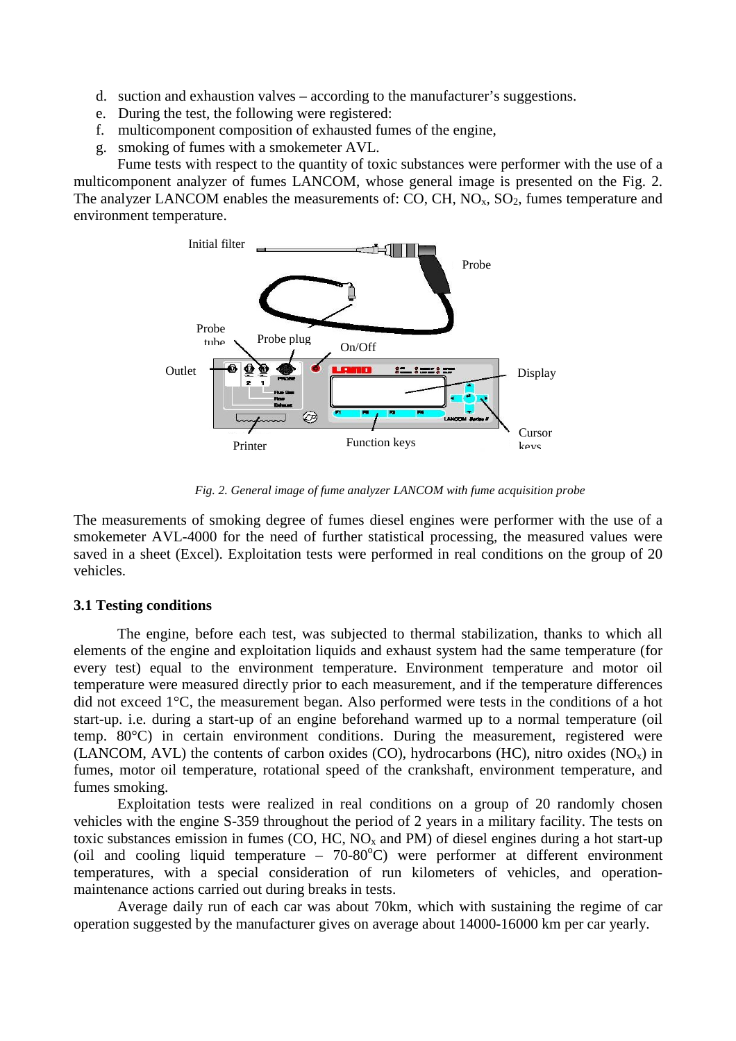d. suction and exhaustion valves – according to the manufacturer's suggestions.
e. During the test, the following were registered:
f. multicomponent composition of exhausted fumes of the engine,
g. smoking of fumes with a smokemeter AVL.

Fume tests with respect to the quantity of toxic substances were performer with the use of a multicomponent analyzer of fumes LANCOM, whose general image is presented on the Fig. 2. The analyzer LANCOM enables the measurements of: CO, CH, $NO_x$, $SO_2$, fumes temperature and environment temperature.

*Fig. 2. General image of fume analyzer LANCOM with fume acquisition probe*

The measurements of smoking degree of fumes diesel engines were performer with the use of a smokemeter AVL-4000 for the need of further statistical processing, the measured values were saved in a sheet (Excel). Exploitation tests were performed in real conditions on the group of 20 vehicles.

### 3.1 Testing conditions

The engine, before each test, was subjected to thermal stabilization, thanks to which all elements of the engine and exploitation liquids and exhaust system had the same temperature (for every test) equal to the environment temperature. Environment temperature and motor oil temperature were measured directly prior to each measurement, and if the temperature differences did not exceed 1°C, the measurement began. Also performed were tests in the conditions of a hot start-up. i.e. during a start-up of an engine beforehand warmed up to a normal temperature (oil temp. 80°C) in certain environment conditions. During the measurement, registered were (LANCOM, AVL) the contents of carbon oxides (CO), hydrocarbons (HC), nitro oxides ($NO_x$) in fumes, motor oil temperature, rotational speed of the crankshaft, environment temperature, and fumes smoking.

Exploitation tests were realized in real conditions on a group of 20 randomly chosen vehicles with the engine S-359 throughout the period of 2 years in a military facility. The tests on toxic substances emission in fumes (CO, HC, $NO_x$ and PM) of diesel engines during a hot start-up (oil and cooling liquid temperature – 70-80°C) were performer at different environment temperatures, with a special consideration of run kilometers of vehicles, and operation-maintenance actions carried out during breaks in tests.

Average daily run of each car was about 70km, which with sustaining the regime of car operation suggested by the manufacturer gives on average about 14000-16000 km per car yearly.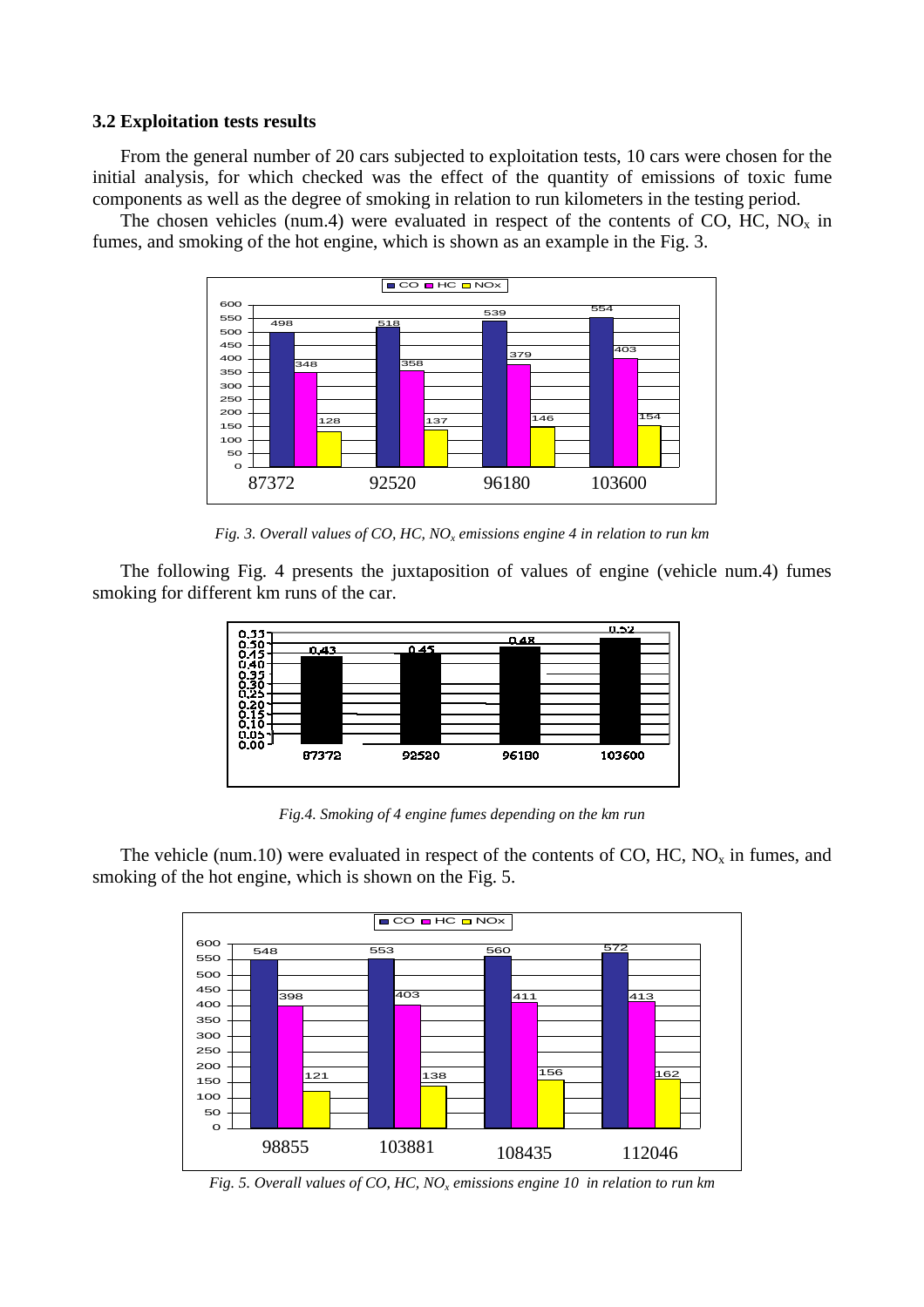### 3.2 Exploitation tests results

From the general number of 20 cars subjected to exploitation tests, 10 cars were chosen for the initial analysis, for which checked was the effect of the quantity of emissions of toxic fume components as well as the degree of smoking in relation to run kilometers in the testing period.

The chosen vehicles (num.4) were evaluated in respect of the contents of CO, HC, $NO_x$ in fumes, and smoking of the hot engine, which is shown as an example in the Fig. 3.

*Fig. 3. Overall values of CO, HC, $NO_x$ emissions engine 4 in relation to run km*

The following Fig. 4 presents the juxtaposition of values of engine (vehicle num.4) fumes smoking for different km runs of the car.

*Fig.4. Smoking of 4 engine fumes depending on the km run*

The vehicle (num.10) were evaluated in respect of the contents of CO, HC, $NO_x$ in fumes, and smoking of the hot engine, which is shown on the Fig. 5.

*Fig. 5. Overall values of CO, HC, $NO_x$ emissions engine 10 in relation to run km*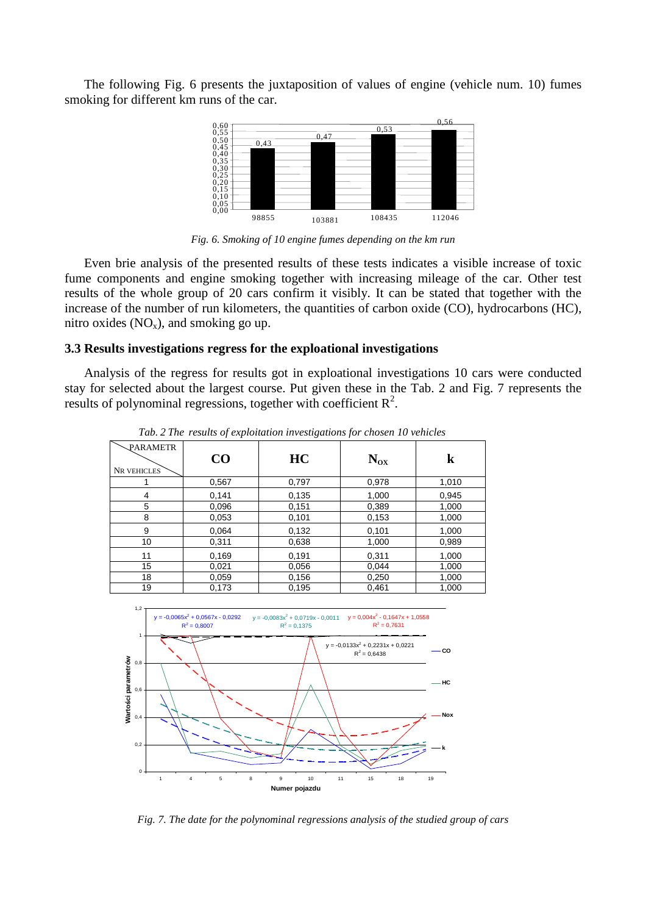The following Fig. 6 presents the juxtaposition of values of engine (vehicle num. 10) fumes smoking for different km runs of the car.

*Fig. 6. Smoking of 10 engine fumes depending on the km run*

Even brie analysis of the presented results of these tests indicates a visible increase of toxic fume components and engine smoking together with increasing mileage of the car. Other test results of the whole group of 20 cars confirm it visibly. It can be stated that together with the increase of the number of run kilometers, the quantities of carbon oxide (CO), hydrocarbons (HC), nitro oxides ($NO_x$), and smoking go up.

### 3.3 Results investigations regress for the exploational investigations

Analysis of the regress for results got in exploational investigations 10 cars were conducted stay for selected about the largest course. Put given these in the Tab. 2 and Fig. 7 represents the results of polynominal regressions, together with coefficient $R^2$.

*Tab. 2 The results of exploitation investigations for chosen 10 vehicles*

| PARAMETR / NR VEHICLES | CO | HC | $N_{OX}$ | k |
|---|---|---|---|---|
| 1 | 0,567 | 0,797 | 0,978 | 1,010 |
| 4 | 0,141 | 0,135 | 1,000 | 0,945 |
| 5 | 0,096 | 0,151 | 0,389 | 1,000 |
| 8 | 0,053 | 0,101 | 0,153 | 1,000 |
| 9 | 0,064 | 0,132 | 0,101 | 1,000 |
| 10 | 0,311 | 0,638 | 1,000 | 0,989 |
| 11 | 0,169 | 0,191 | 0,311 | 1,000 |
| 15 | 0,021 | 0,056 | 0,044 | 1,000 |
| 18 | 0,059 | 0,156 | 0,250 | 1,000 |
| 19 | 0,173 | 0,195 | 0,461 | 1,000 |

*Fig. 7. The date for the polynominal regressions analysis of the studied group of cars*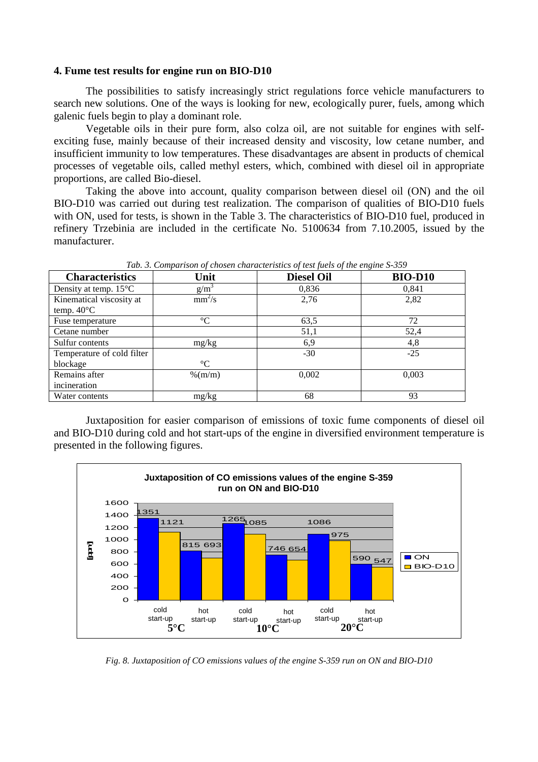## 4. Fume test results for engine run on BIO-D10

The possibilities to satisfy increasingly strict regulations force vehicle manufacturers to search new solutions. One of the ways is looking for new, ecologically purer, fuels, among which galenic fuels begin to play a dominant role.

Vegetable oils in their pure form, also colza oil, are not suitable for engines with self-exciting fuse, mainly because of their increased density and viscosity, low cetane number, and insufficient immunity to low temperatures. These disadvantages are absent in products of chemical processes of vegetable oils, called methyl esters, which, combined with diesel oil in appropriate proportions, are called Bio-diesel.

Taking the above into account, quality comparison between diesel oil (ON) and the oil BIO-D10 was carried out during test realization. The comparison of qualities of BIO-D10 fuels with ON, used for tests, is shown in the Table 3. The characteristics of BIO-D10 fuel, produced in refinery Trzebinia are included in the certificate No. 5100634 from 7.10.2005, issued by the manufacturer.

*Tab. 3. Comparison of chosen characteristics of test fuels of the engine S-359*

| Characteristics | Unit | Diesel Oil | BIO-D10 |
|---|---|---|---|
| Density at temp. 15°C | $g/m^3$ | 0,836 | 0,841 |
| Kinematical viscosity at temp. 40°C | $mm^2/s$ | 2,76 | 2,82 |
| Fuse temperature | °C | 63,5 | 72 |
| Cetane number | | 51,1 | 52,4 |
| Sulfur contents | mg/kg | 6,9 | 4,8 |
| Temperature of cold filter blockage | °C | -30 | -25 |
| Remains after incineration | %(m/m) | 0,002 | 0,003 |
| Water contents | mg/kg | 68 | 93 |

Juxtaposition for easier comparison of emissions of toxic fume components of diesel oil and BIO-D10 during cold and hot start-ups of the engine in diversified environment temperature is presented in the following figures.

*Fig. 8. Juxtaposition of CO emissions values of the engine S-359 run on ON and BIO-D10*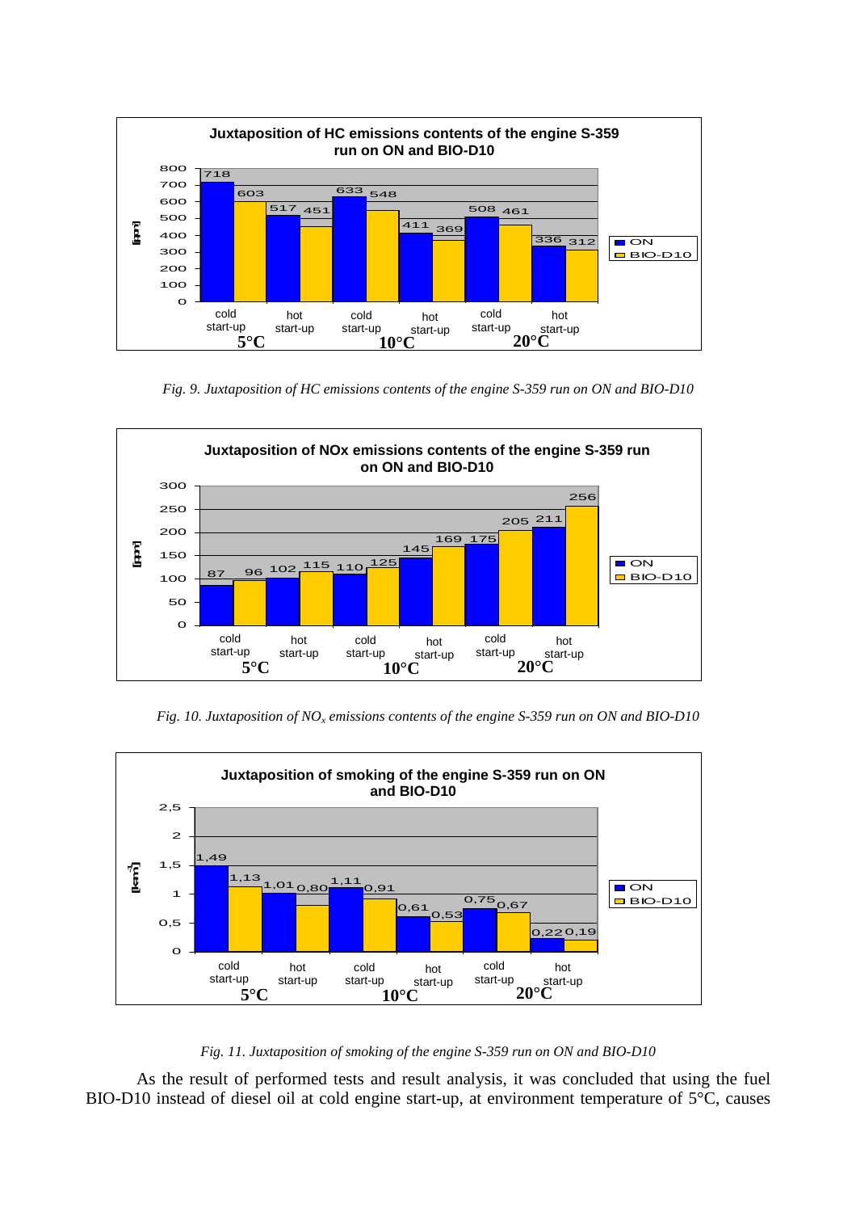*Fig. 9. Juxtaposition of HC emissions contents of the engine S-359 run on ON and BIO-D10*

*Fig. 10. Juxtaposition of $NO_x$ emissions contents of the engine S-359 run on ON and BIO-D10*

*Fig. 11. Juxtaposition of smoking of the engine S-359 run on ON and BIO-D10*

As the result of performed tests and result analysis, it was concluded that using the fuel BIO-D10 instead of diesel oil at cold engine start-up, at environment temperature of 5°C, causes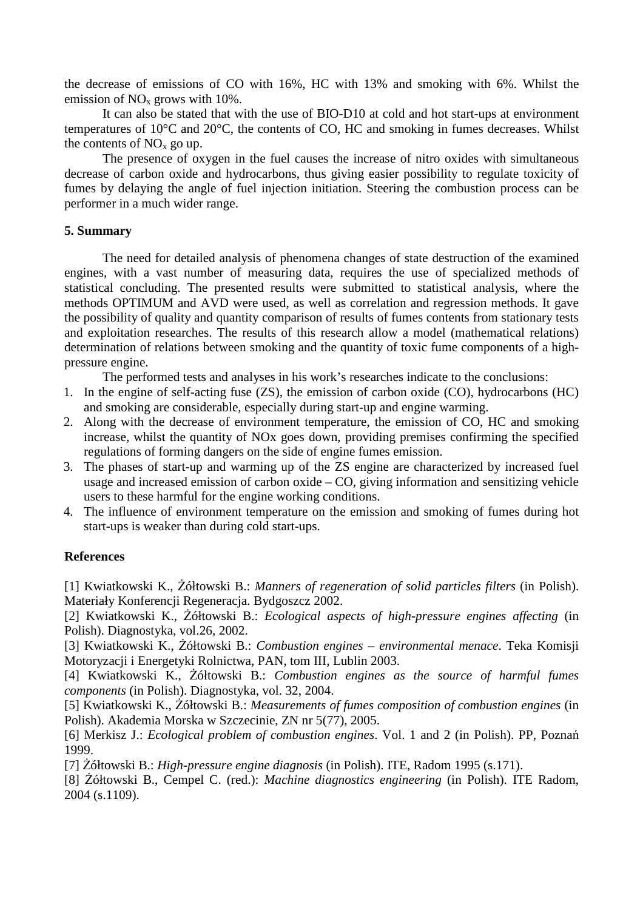the decrease of emissions of CO with 16%, HC with 13% and smoking with 6%. Whilst the emission of $NO_x$ grows with 10%.

It can also be stated that with the use of BIO-D10 at cold and hot start-ups at environment temperatures of 10°C and 20°C, the contents of CO, HC and smoking in fumes decreases. Whilst the contents of $NO_x$ go up.

The presence of oxygen in the fuel causes the increase of nitro oxides with simultaneous decrease of carbon oxide and hydrocarbons, thus giving easier possibility to regulate toxicity of fumes by delaying the angle of fuel injection initiation. Steering the combustion process can be performer in a much wider range.

## 5. Summary

The need for detailed analysis of phenomena changes of state destruction of the examined engines, with a vast number of measuring data, requires the use of specialized methods of statistical concluding. The presented results were submitted to statistical analysis, where the methods OPTIMUM and AVD were used, as well as correlation and regression methods. It gave the possibility of quality and quantity comparison of results of fumes contents from stationary tests and exploitation researches. The results of this research allow a model (mathematical relations) determination of relations between smoking and the quantity of toxic fume components of a high-pressure engine.

The performed tests and analyses in his work's researches indicate to the conclusions:

1. In the engine of self-acting fuse (ZS), the emission of carbon oxide (CO), hydrocarbons (HC) and smoking are considerable, especially during start-up and engine warming.
2. Along with the decrease of environment temperature, the emission of CO, HC and smoking increase, whilst the quantity of NOx goes down, providing premises confirming the specified regulations of forming dangers on the side of engine fumes emission.
3. The phases of start-up and warming up of the ZS engine are characterized by increased fuel usage and increased emission of carbon oxide – CO, giving information and sensitizing vehicle users to these harmful for the engine working conditions.
4. The influence of environment temperature on the emission and smoking of fumes during hot start-ups is weaker than during cold start-ups.

## References

[1] Kwiatkowski K., Żółtowski B.: *Manners of regeneration of solid particles filters* (in Polish). Materiały Konferencji Regeneracja. Bydgoszcz 2002.

[2] Kwiatkowski K., Żółtowski B.: *Ecological aspects of high-pressure engines affecting* (in Polish). Diagnostyka, vol.26, 2002.

[3] Kwiatkowski K., Żółtowski B.: *Combustion engines – environmental menace*. Teka Komisji Motoryzacji i Energetyki Rolnictwa, PAN, tom III, Lublin 2003.

[4] Kwiatkowski K., Żółtowski B.: *Combustion engines as the source of harmful fumes components* (in Polish). Diagnostyka, vol. 32, 2004.

[5] Kwiatkowski K., Żółtowski B.: *Measurements of fumes composition of combustion engines* (in Polish). Akademia Morska w Szczecinie, ZN nr 5(77), 2005.

[6] Merkisz J.: *Ecological problem of combustion engines*. Vol. 1 and 2 (in Polish). PP, Poznań 1999.

[7] Żółtowski B.: *High-pressure engine diagnosis* (in Polish). ITE, Radom 1995 (s.171).

[8] Żółtowski B., Cempel C. (red.): *Machine diagnostics engineering* (in Polish). ITE Radom, 2004 (s.1109).